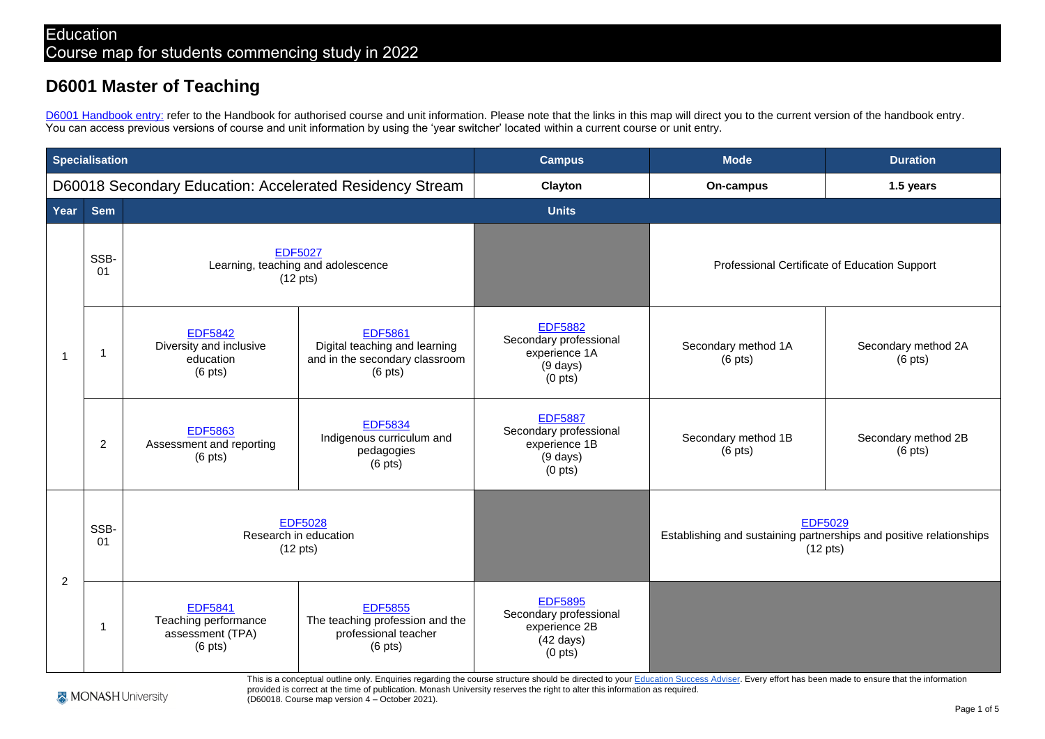Education
Course map for students commencing study in 2022

# D6001 Master of Teaching

D6001 Handbook entry: refer to the Handbook for authorised course and unit information. Please note that the links in this map will direct you to the current version of the handbook entry. You can access previous versions of course and unit information by using the 'year switcher' located within a current course or unit entry.

| Specialisation | | | | Campus | Mode | Duration |
|---|---|---|---|---|---|---|
| D60018 Secondary Education: Accelerated Residency Stream | | | | **Clayton** | **On-campus** | **1.5 years** |
| **Year** | **Sem** | **Units** | | | | |
| 1 | SSB-01 | EDF5027 Learning, teaching and adolescence (12 pts) | | | Professional Certificate of Education Support | |
| 1 | 1 | EDF5842 Diversity and inclusive education (6 pts) | EDF5861 Digital teaching and learning and in the secondary classroom (6 pts) | EDF5882 Secondary professional experience 1A (9 days) (0 pts) | Secondary method 1A (6 pts) | Secondary method 2A (6 pts) |
| 1 | 2 | EDF5863 Assessment and reporting (6 pts) | EDF5834 Indigenous curriculum and pedagogies (6 pts) | EDF5887 Secondary professional experience 1B (9 days) (0 pts) | Secondary method 1B (6 pts) | Secondary method 2B (6 pts) |
| 2 | SSB-01 | EDF5028 Research in education (12 pts) | | | EDF5029 Establishing and sustaining partnerships and positive relationships (12 pts) | |
| 2 | 1 | EDF5841 Teaching performance assessment (TPA) (6 pts) | EDF5855 The teaching profession and the professional teacher (6 pts) | EDF5895 Secondary professional experience 2B (42 days) (0 pts) | | |

This is a conceptual outline only. Enquiries regarding the course structure should be directed to your Education Success Adviser. Every effort has been made to ensure that the information provided is correct at the time of publication. Monash University reserves the right to alter this information as required.
(D60018. Course map version 4 – October 2021).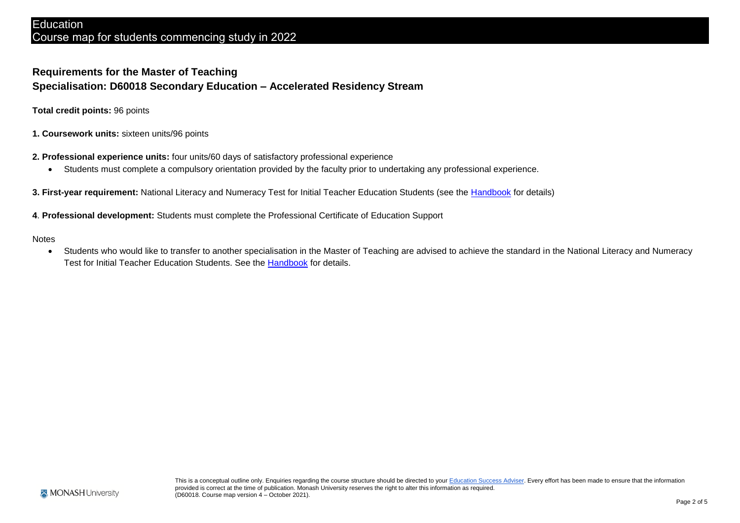## Requirements for the Master of Teaching
## Specialisation: D60018 Secondary Education – Accelerated Residency Stream

**Total credit points:** 96 points

**1. Coursework units:** sixteen units/96 points

**2. Professional experience units:** four units/60 days of satisfactory professional experience

- Students must complete a compulsory orientation provided by the faculty prior to undertaking any professional experience.

**3. First-year requirement:** National Literacy and Numeracy Test for Initial Teacher Education Students (see the Handbook for details)

**4**. **Professional development:** Students must complete the Professional Certificate of Education Support

Notes

- Students who would like to transfer to another specialisation in the Master of Teaching are advised to achieve the standard in the National Literacy and Numeracy Test for Initial Teacher Education Students. See the Handbook for details.

This is a conceptual outline only. Enquiries regarding the course structure should be directed to your Education Success Adviser. Every effort has been made to ensure that the information provided is correct at the time of publication. Monash University reserves the right to alter this information as required.
(D60018. Course map version 4 – October 2021).